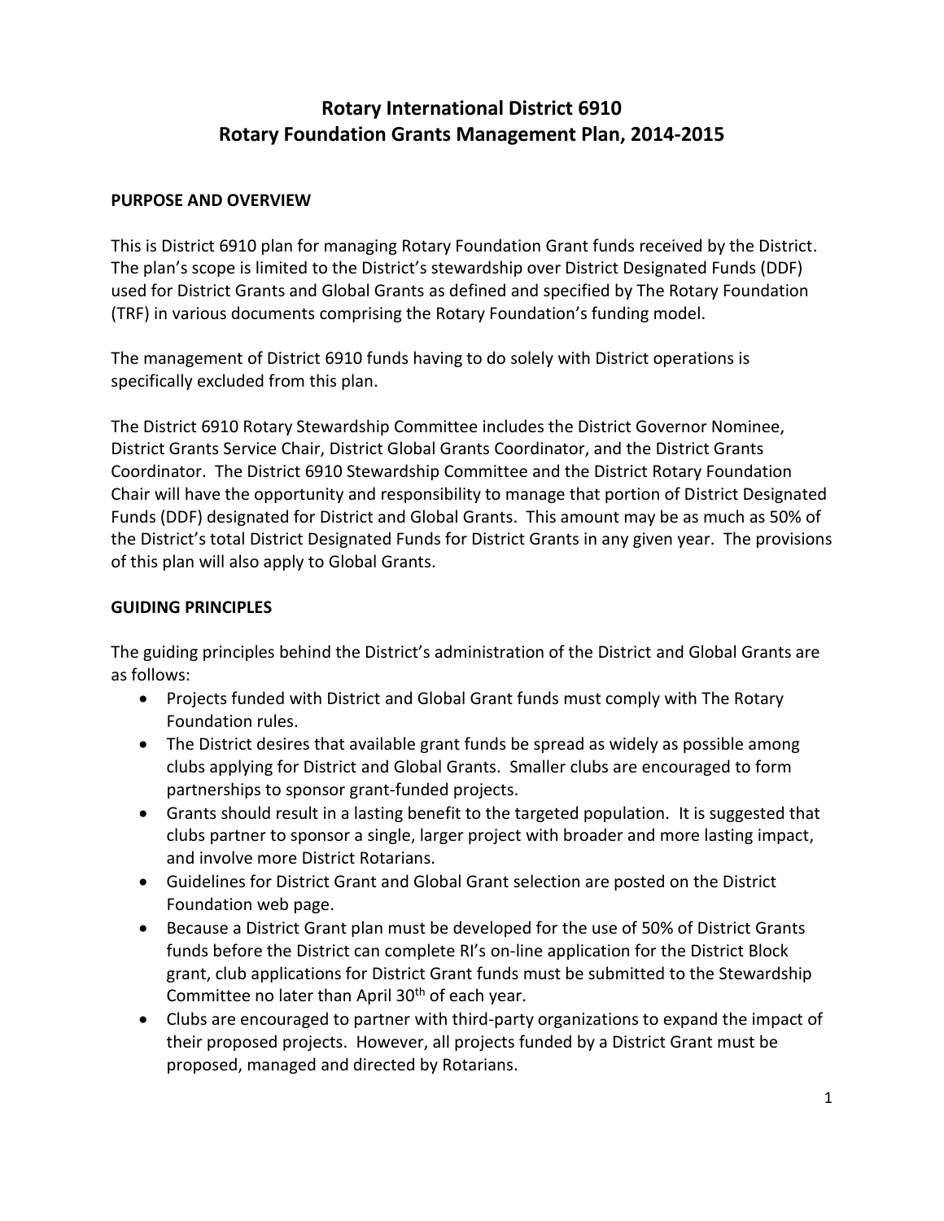# Rotary International District 6910
# Rotary Foundation Grants Management Plan, 2014-2015

## PURPOSE AND OVERVIEW

This is District 6910 plan for managing Rotary Foundation Grant funds received by the District. The plan's scope is limited to the District's stewardship over District Designated Funds (DDF) used for District Grants and Global Grants as defined and specified by The Rotary Foundation (TRF) in various documents comprising the Rotary Foundation's funding model.

The management of District 6910 funds having to do solely with District operations is specifically excluded from this plan.

The District 6910 Rotary Stewardship Committee includes the District Governor Nominee, District Grants Service Chair, District Global Grants Coordinator, and the District Grants Coordinator. The District 6910 Stewardship Committee and the District Rotary Foundation Chair will have the opportunity and responsibility to manage that portion of District Designated Funds (DDF) designated for District and Global Grants. This amount may be as much as 50% of the District's total District Designated Funds for District Grants in any given year. The provisions of this plan will also apply to Global Grants.

## GUIDING PRINCIPLES

The guiding principles behind the District's administration of the District and Global Grants are as follows:

- Projects funded with District and Global Grant funds must comply with The Rotary Foundation rules.
- The District desires that available grant funds be spread as widely as possible among clubs applying for District and Global Grants. Smaller clubs are encouraged to form partnerships to sponsor grant-funded projects.
- Grants should result in a lasting benefit to the targeted population. It is suggested that clubs partner to sponsor a single, larger project with broader and more lasting impact, and involve more District Rotarians.
- Guidelines for District Grant and Global Grant selection are posted on the District Foundation web page.
- Because a District Grant plan must be developed for the use of 50% of District Grants funds before the District can complete RI's on-line application for the District Block grant, club applications for District Grant funds must be submitted to the Stewardship Committee no later than April 30th of each year.
- Clubs are encouraged to partner with third-party organizations to expand the impact of their proposed projects. However, all projects funded by a District Grant must be proposed, managed and directed by Rotarians.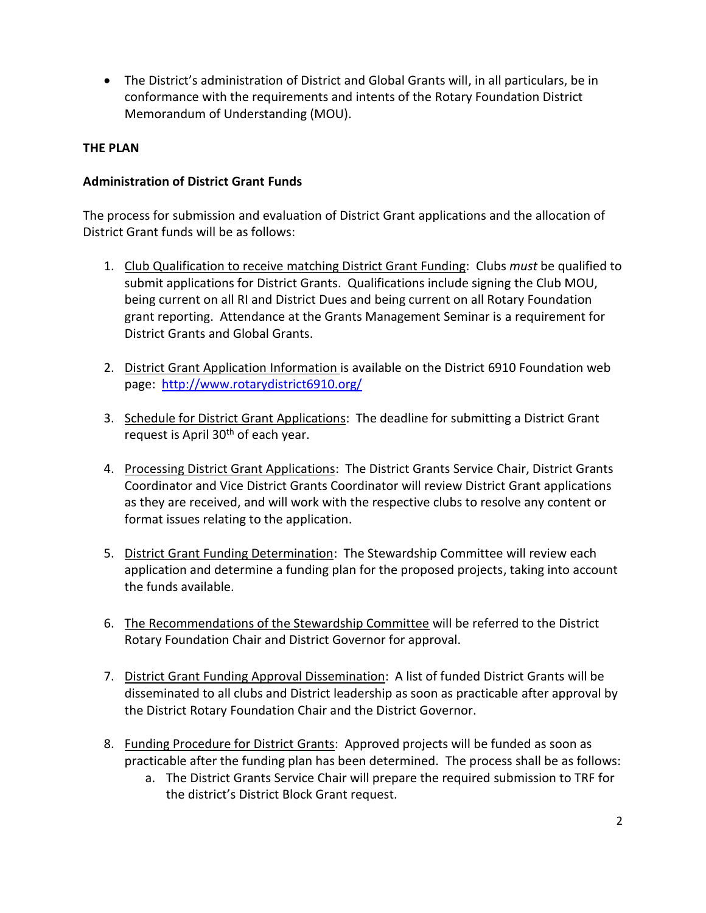- The District's administration of District and Global Grants will, in all particulars, be in conformance with the requirements and intents of the Rotary Foundation District Memorandum of Understanding (MOU).

**THE PLAN**

**Administration of District Grant Funds**

The process for submission and evaluation of District Grant applications and the allocation of District Grant funds will be as follows:

1. Club Qualification to receive matching District Grant Funding: Clubs *must* be qualified to submit applications for District Grants. Qualifications include signing the Club MOU, being current on all RI and District Dues and being current on all Rotary Foundation grant reporting. Attendance at the Grants Management Seminar is a requirement for District Grants and Global Grants.

2. District Grant Application Information is available on the District 6910 Foundation web page: [http://www.rotarydistrict6910.org/](http://www.rotarydistrict6910.org/)

3. Schedule for District Grant Applications: The deadline for submitting a District Grant request is April 30th of each year.

4. Processing District Grant Applications: The District Grants Service Chair, District Grants Coordinator and Vice District Grants Coordinator will review District Grant applications as they are received, and will work with the respective clubs to resolve any content or format issues relating to the application.

5. District Grant Funding Determination: The Stewardship Committee will review each application and determine a funding plan for the proposed projects, taking into account the funds available.

6. The Recommendations of the Stewardship Committee will be referred to the District Rotary Foundation Chair and District Governor for approval.

7. District Grant Funding Approval Dissemination: A list of funded District Grants will be disseminated to all clubs and District leadership as soon as practicable after approval by the District Rotary Foundation Chair and the District Governor.

8. Funding Procedure for District Grants: Approved projects will be funded as soon as practicable after the funding plan has been determined. The process shall be as follows:
    a. The District Grants Service Chair will prepare the required submission to TRF for the district's District Block Grant request.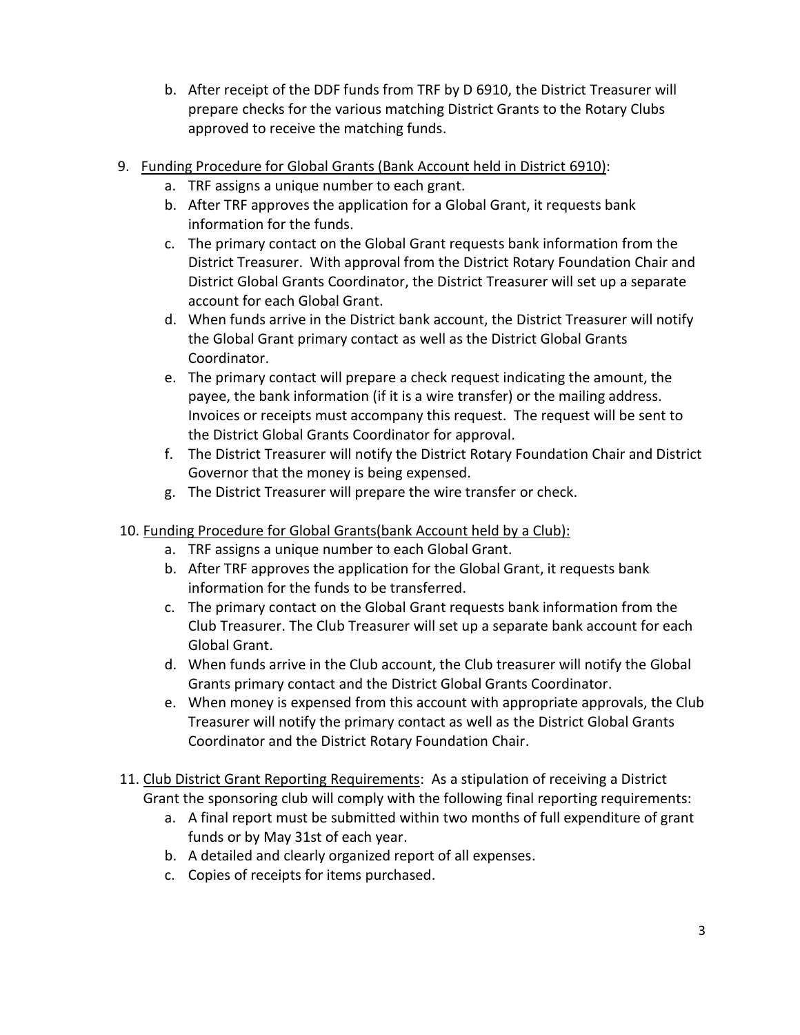b. After receipt of the DDF funds from TRF by D 6910, the District Treasurer will prepare checks for the various matching District Grants to the Rotary Clubs approved to receive the matching funds.

9. <u>Funding Procedure for Global Grants (Bank Account held in District 6910)</u>:
   a. TRF assigns a unique number to each grant.
   b. After TRF approves the application for a Global Grant, it requests bank information for the funds.
   c. The primary contact on the Global Grant requests bank information from the District Treasurer. With approval from the District Rotary Foundation Chair and District Global Grants Coordinator, the District Treasurer will set up a separate account for each Global Grant.
   d. When funds arrive in the District bank account, the District Treasurer will notify the Global Grant primary contact as well as the District Global Grants Coordinator.
   e. The primary contact will prepare a check request indicating the amount, the payee, the bank information (if it is a wire transfer) or the mailing address. Invoices or receipts must accompany this request. The request will be sent to the District Global Grants Coordinator for approval.
   f. The District Treasurer will notify the District Rotary Foundation Chair and District Governor that the money is being expensed.
   g. The District Treasurer will prepare the wire transfer or check.

10. <u>Funding Procedure for Global Grants(bank Account held by a Club):</u>
    a. TRF assigns a unique number to each Global Grant.
    b. After TRF approves the application for the Global Grant, it requests bank information for the funds to be transferred.
    c. The primary contact on the Global Grant requests bank information from the Club Treasurer. The Club Treasurer will set up a separate bank account for each Global Grant.
    d. When funds arrive in the Club account, the Club treasurer will notify the Global Grants primary contact and the District Global Grants Coordinator.
    e. When money is expensed from this account with appropriate approvals, the Club Treasurer will notify the primary contact as well as the District Global Grants Coordinator and the District Rotary Foundation Chair.

11. <u>Club District Grant Reporting Requirements</u>: As a stipulation of receiving a District Grant the sponsoring club will comply with the following final reporting requirements:
    a. A final report must be submitted within two months of full expenditure of grant funds or by May 31st of each year.
    b. A detailed and clearly organized report of all expenses.
    c. Copies of receipts for items purchased.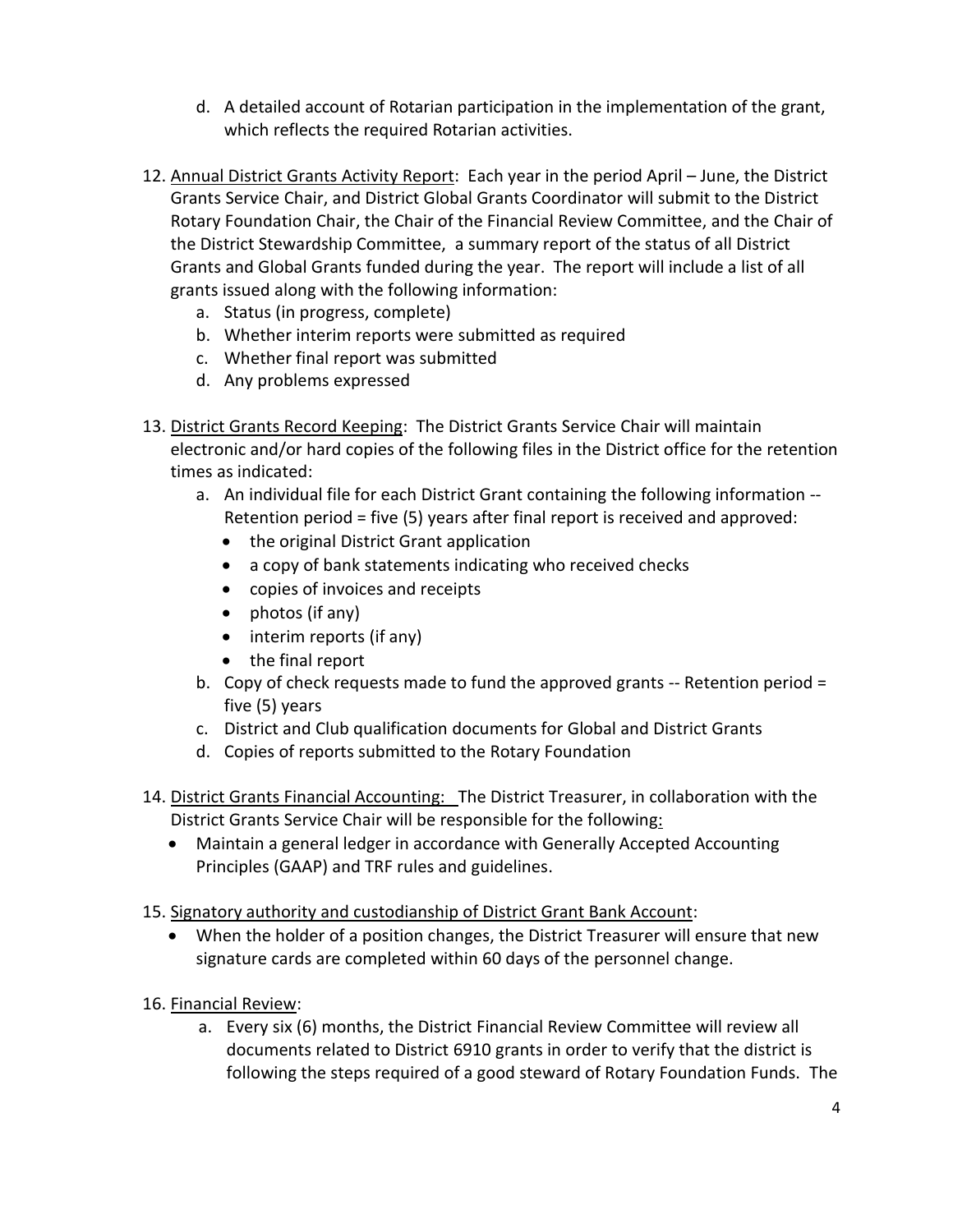d. A detailed account of Rotarian participation in the implementation of the grant, which reflects the required Rotarian activities.

12. <u>Annual District Grants Activity Report</u>: Each year in the period April – June, the District Grants Service Chair, and District Global Grants Coordinator will submit to the District Rotary Foundation Chair, the Chair of the Financial Review Committee, and the Chair of the District Stewardship Committee, a summary report of the status of all District Grants and Global Grants funded during the year. The report will include a list of all grants issued along with the following information:
    a. Status (in progress, complete)
    b. Whether interim reports were submitted as required
    c. Whether final report was submitted
    d. Any problems expressed

13. <u>District Grants Record Keeping</u>: The District Grants Service Chair will maintain electronic and/or hard copies of the following files in the District office for the retention times as indicated:
    a. An individual file for each District Grant containing the following information -- Retention period = five (5) years after final report is received and approved:
        - the original District Grant application
        - a copy of bank statements indicating who received checks
        - copies of invoices and receipts
        - photos (if any)
        - interim reports (if any)
        - the final report
    b. Copy of check requests made to fund the approved grants -- Retention period = five (5) years
    c. District and Club qualification documents for Global and District Grants
    d. Copies of reports submitted to the Rotary Foundation

14. <u>District Grants Financial Accounting:</u> The District Treasurer, in collaboration with the District Grants Service Chair will be responsible for the following:
    - Maintain a general ledger in accordance with Generally Accepted Accounting Principles (GAAP) and TRF rules and guidelines.

15. <u>Signatory authority and custodianship of District Grant Bank Account</u>:
    - When the holder of a position changes, the District Treasurer will ensure that new signature cards are completed within 60 days of the personnel change.

16. <u>Financial Review</u>:
    a. Every six (6) months, the District Financial Review Committee will review all documents related to District 6910 grants in order to verify that the district is following the steps required of a good steward of Rotary Foundation Funds. The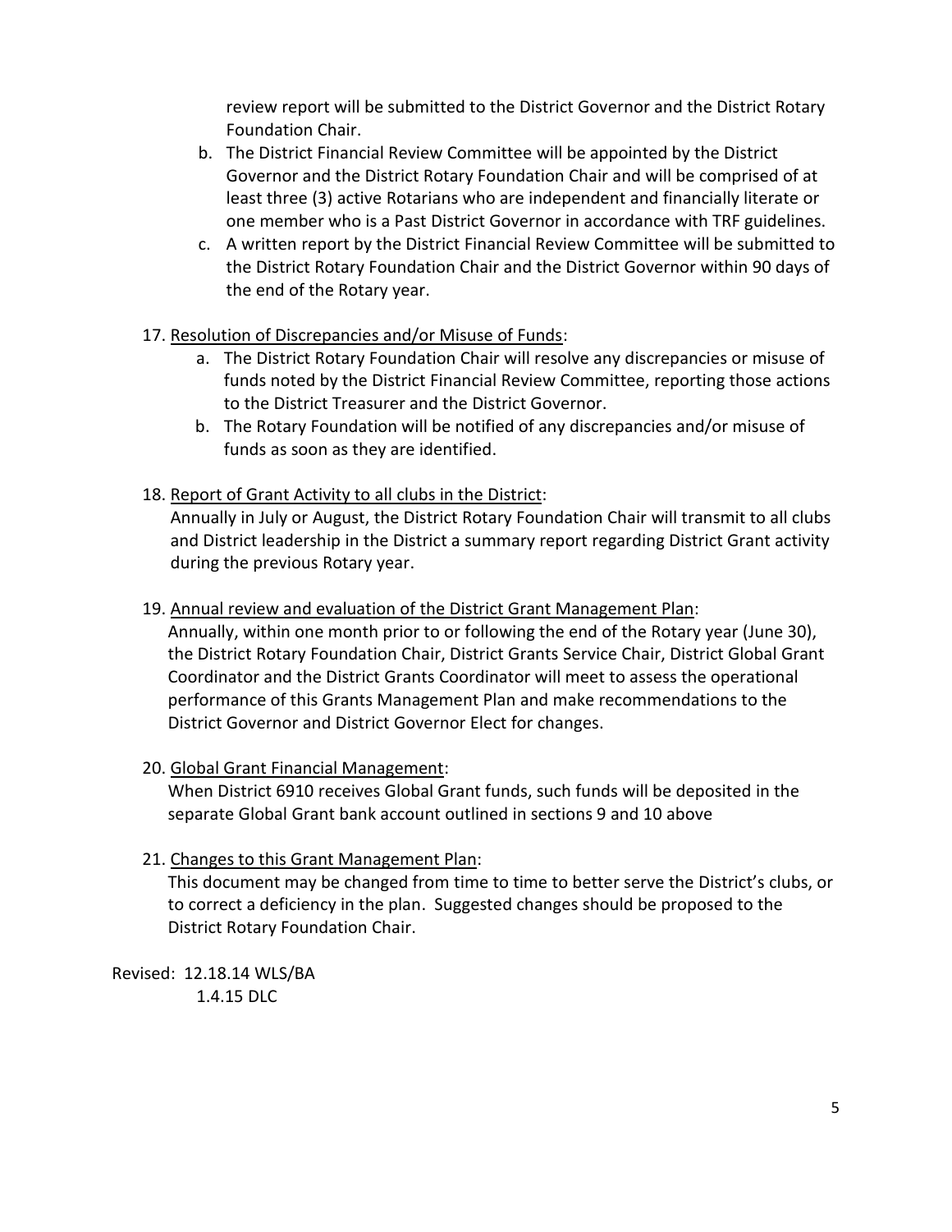review report will be submitted to the District Governor and the District Rotary Foundation Chair.

b. The District Financial Review Committee will be appointed by the District Governor and the District Rotary Foundation Chair and will be comprised of at least three (3) active Rotarians who are independent and financially literate or one member who is a Past District Governor in accordance with TRF guidelines.

c. A written report by the District Financial Review Committee will be submitted to the District Rotary Foundation Chair and the District Governor within 90 days of the end of the Rotary year.

17. <u>Resolution of Discrepancies and/or Misuse of Funds</u>:
    a. The District Rotary Foundation Chair will resolve any discrepancies or misuse of funds noted by the District Financial Review Committee, reporting those actions to the District Treasurer and the District Governor.
    b. The Rotary Foundation will be notified of any discrepancies and/or misuse of funds as soon as they are identified.

18. <u>Report of Grant Activity to all clubs in the District</u>:
    Annually in July or August, the District Rotary Foundation Chair will transmit to all clubs and District leadership in the District a summary report regarding District Grant activity during the previous Rotary year.

19. <u>Annual review and evaluation of the District Grant Management Plan</u>:
    Annually, within one month prior to or following the end of the Rotary year (June 30), the District Rotary Foundation Chair, District Grants Service Chair, District Global Grant Coordinator and the District Grants Coordinator will meet to assess the operational performance of this Grants Management Plan and make recommendations to the District Governor and District Governor Elect for changes.

20. <u>Global Grant Financial Management</u>:
    When District 6910 receives Global Grant funds, such funds will be deposited in the separate Global Grant bank account outlined in sections 9 and 10 above

21. <u>Changes to this Grant Management Plan</u>:
    This document may be changed from time to time to better serve the District's clubs, or to correct a deficiency in the plan. Suggested changes should be proposed to the District Rotary Foundation Chair.

Revised: 12.18.14 WLS/BA
1.4.15 DLC